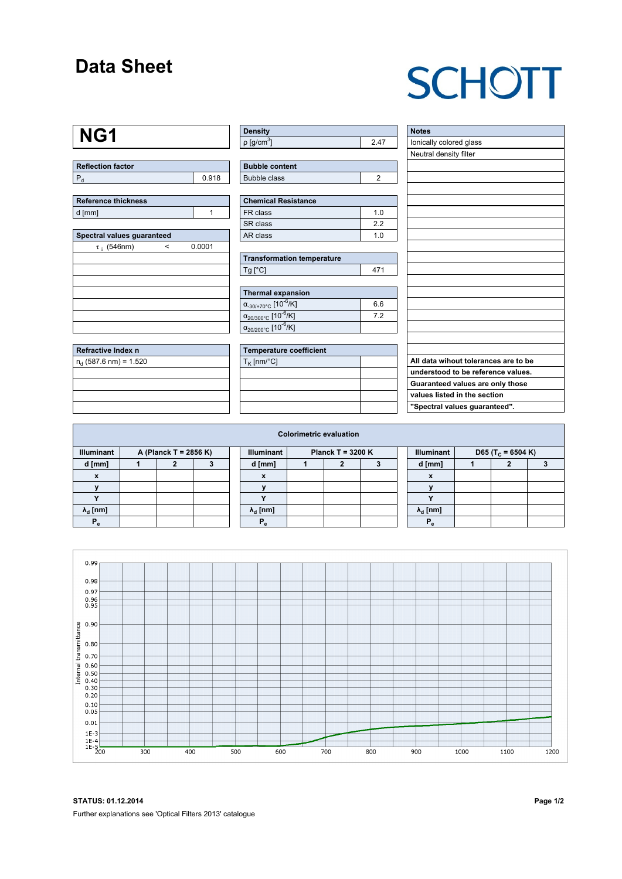# Data Sheet

SCHOTT

# NG1

| Reflection factor | |
|---|---|
| $P_d$ | 0.918 |

| Reference thickness | |
|---|---|
| d [mm] | 1 |

| Spectral values guaranteed | | |
|---|---|---|
| $\tau_i$ (546nm) | < | 0.0001 |

| Refractive Index n |
|---|
| $n_d$ (587.6 nm) = 1.520 |

| Density | |
|---|---|
| ρ [g/cm$^3$] | 2.47 |

| Bubble content | |
|---|---|
| Bubble class | 2 |

| Chemical Resistance | |
|---|---|
| FR class | 1.0 |
| SR class | 2.2 |
| AR class | 1.0 |

| Transformation temperature | |
|---|---|
| Tg [°C] | 471 |

| Thermal expansion | |
|---|---|
| $\alpha_{-30/+70°C}$ [$10^{-6}$/K] | 6.6 |
| $\alpha_{20/300°C}$ [$10^{-6}$/K] | 7.2 |
| $\alpha_{20/200°C}$ [$10^{-6}$/K] | |

| Temperature coefficient | |
|---|---|
| $T_K$ [nm/°C] | |

| Notes |
|---|
| Ionically colored glass |
| Neutral density filter |

**All data wihout tolerances are to be understood to be reference values. Guaranteed values are only those values listed in the section "Spectral values guaranteed".**

**Colorimetric evaluation**

| Illuminant | A (Planck T = 2856 K) | | |
|---|---|---|---|
| d [mm] | 1 | 2 | 3 |
| x | | | |
| y | | | |
| Y | | | |
| $\lambda_d$ [nm] | | | |
| $P_e$ | | | |

| Illuminant | Planck T = 3200 K | | |
|---|---|---|---|
| d [mm] | 1 | 2 | 3 |
| x | | | |
| y | | | |
| Y | | | |
| $\lambda_d$ [nm] | | | |
| $P_e$ | | | |

| Illuminant | D65 ($T_c$ = 6504 K) | | |
|---|---|---|---|
| d [mm] | 1 | 2 | 3 |
| x | | | |
| y | | | |
| Y | | | |
| $\lambda_d$ [nm] | | | |
| $P_e$ | | | |

**STATUS: 01.12.2014**

Further explanations see 'Optical Filters 2013' catalogue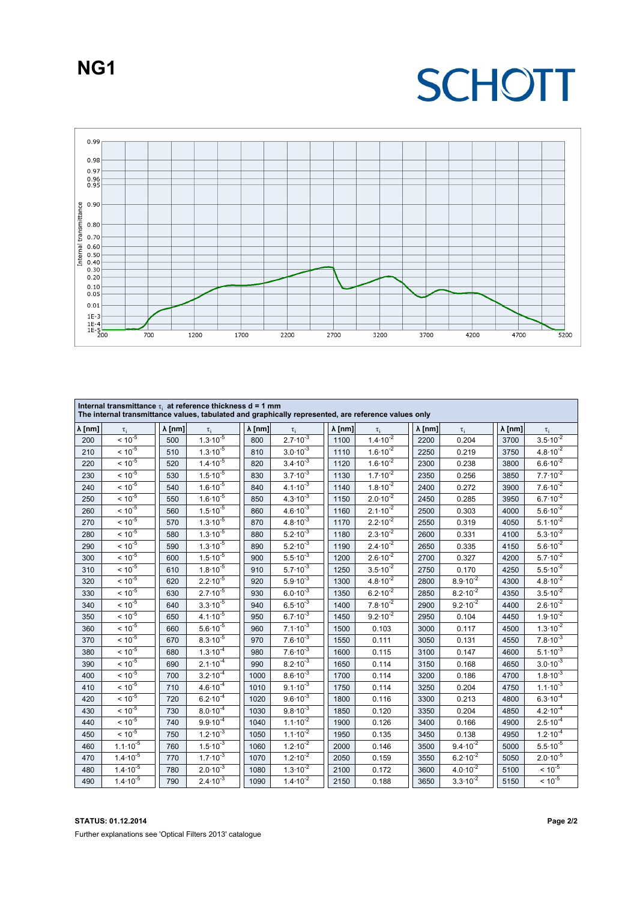# NG1

SCHOTT

0.99
0.98
0.97
0.96
0.95
0.90
0.80
0.70
0.60
0.50
0.40
0.30
0.20
0.10
0.05
0.01
1E-3
1E-4
1E-5
Internal transmittance
200
700
1200
1700
2200
2700
3200
3700
4200
4700
5200

**Internal transmittance $\tau_i$ at reference thickness d = 1 mm**
**The internal transmittance values, tabulated and graphically represented, are reference values only**

| λ [nm] | $\tau_i$ | λ [nm] | $\tau_i$ | λ [nm] | $\tau_i$ | λ [nm] | $\tau_i$ | λ [nm] | $\tau_i$ | λ [nm] | $\tau_i$ |
|---|---|---|---|---|---|---|---|---|---|---|---|
| 200 | $< 10^{-5}$ | 500 | $1.3 \cdot 10^{-5}$ | 800 | $2.7 \cdot 10^{-3}$ | 1100 | $1.4 \cdot 10^{-2}$ | 2200 | 0.204 | 3700 | $3.5 \cdot 10^{-2}$ |
| 210 | $< 10^{-5}$ | 510 | $1.3 \cdot 10^{-5}$ | 810 | $3.0 \cdot 10^{-3}$ | 1110 | $1.6 \cdot 10^{-2}$ | 2250 | 0.219 | 3750 | $4.8 \cdot 10^{-2}$ |
| 220 | $< 10^{-5}$ | 520 | $1.4 \cdot 10^{-5}$ | 820 | $3.4 \cdot 10^{-3}$ | 1120 | $1.6 \cdot 10^{-2}$ | 2300 | 0.238 | 3800 | $6.6 \cdot 10^{-2}$ |
| 230 | $< 10^{-5}$ | 530 | $1.5 \cdot 10^{-5}$ | 830 | $3.7 \cdot 10^{-3}$ | 1130 | $1.7 \cdot 10^{-2}$ | 2350 | 0.256 | 3850 | $7.7 \cdot 10^{-2}$ |
| 240 | $< 10^{-5}$ | 540 | $1.6 \cdot 10^{-5}$ | 840 | $4.1 \cdot 10^{-3}$ | 1140 | $1.8 \cdot 10^{-2}$ | 2400 | 0.272 | 3900 | $7.6 \cdot 10^{-2}$ |
| 250 | $< 10^{-5}$ | 550 | $1.6 \cdot 10^{-5}$ | 850 | $4.3 \cdot 10^{-3}$ | 1150 | $2.0 \cdot 10^{-2}$ | 2450 | 0.285 | 3950 | $6.7 \cdot 10^{-2}$ |
| 260 | $< 10^{-5}$ | 560 | $1.5 \cdot 10^{-5}$ | 860 | $4.6 \cdot 10^{-3}$ | 1160 | $2.1 \cdot 10^{-2}$ | 2500 | 0.303 | 4000 | $5.6 \cdot 10^{-2}$ |
| 270 | $< 10^{-5}$ | 570 | $1.3 \cdot 10^{-5}$ | 870 | $4.8 \cdot 10^{-3}$ | 1170 | $2.2 \cdot 10^{-2}$ | 2550 | 0.319 | 4050 | $5.1 \cdot 10^{-2}$ |
| 280 | $< 10^{-5}$ | 580 | $1.3 \cdot 10^{-5}$ | 880 | $5.2 \cdot 10^{-3}$ | 1180 | $2.3 \cdot 10^{-2}$ | 2600 | 0.331 | 4100 | $5.3 \cdot 10^{-2}$ |
| 290 | $< 10^{-5}$ | 590 | $1.3 \cdot 10^{-5}$ | 890 | $5.2 \cdot 10^{-3}$ | 1190 | $2.4 \cdot 10^{-2}$ | 2650 | 0.335 | 4150 | $5.6 \cdot 10^{-2}$ |
| 300 | $< 10^{-5}$ | 600 | $1.5 \cdot 10^{-5}$ | 900 | $5.5 \cdot 10^{-3}$ | 1200 | $2.6 \cdot 10^{-2}$ | 2700 | 0.327 | 4200 | $5.7 \cdot 10^{-2}$ |
| 310 | $< 10^{-5}$ | 610 | $1.8 \cdot 10^{-5}$ | 910 | $5.7 \cdot 10^{-3}$ | 1250 | $3.5 \cdot 10^{-2}$ | 2750 | 0.170 | 4250 | $5.5 \cdot 10^{-2}$ |
| 320 | $< 10^{-5}$ | 620 | $2.2 \cdot 10^{-5}$ | 920 | $5.9 \cdot 10^{-3}$ | 1300 | $4.8 \cdot 10^{-2}$ | 2800 | $8.9 \cdot 10^{-2}$ | 4300 | $4.8 \cdot 10^{-2}$ |
| 330 | $< 10^{-5}$ | 630 | $2.7 \cdot 10^{-5}$ | 930 | $6.0 \cdot 10^{-3}$ | 1350 | $6.2 \cdot 10^{-2}$ | 2850 | $8.2 \cdot 10^{-2}$ | 4350 | $3.5 \cdot 10^{-2}$ |
| 340 | $< 10^{-5}$ | 640 | $3.3 \cdot 10^{-5}$ | 940 | $6.5 \cdot 10^{-3}$ | 1400 | $7.8 \cdot 10^{-2}$ | 2900 | $9.2 \cdot 10^{-2}$ | 4400 | $2.6 \cdot 10^{-2}$ |
| 350 | $< 10^{-5}$ | 650 | $4.1 \cdot 10^{-5}$ | 950 | $6.7 \cdot 10^{-3}$ | 1450 | $9.2 \cdot 10^{-2}$ | 2950 | 0.104 | 4450 | $1.9 \cdot 10^{-2}$ |
| 360 | $< 10^{-5}$ | 660 | $5.6 \cdot 10^{-5}$ | 960 | $7.1 \cdot 10^{-3}$ | 1500 | 0.103 | 3000 | 0.117 | 4500 | $1.3 \cdot 10^{-2}$ |
| 370 | $< 10^{-5}$ | 670 | $8.3 \cdot 10^{-5}$ | 970 | $7.6 \cdot 10^{-3}$ | 1550 | 0.111 | 3050 | 0.131 | 4550 | $7.8 \cdot 10^{-3}$ |
| 380 | $< 10^{-5}$ | 680 | $1.3 \cdot 10^{-4}$ | 980 | $7.6 \cdot 10^{-3}$ | 1600 | 0.115 | 3100 | 0.147 | 4600 | $5.1 \cdot 10^{-3}$ |
| 390 | $< 10^{-5}$ | 690 | $2.1 \cdot 10^{-4}$ | 990 | $8.2 \cdot 10^{-3}$ | 1650 | 0.114 | 3150 | 0.168 | 4650 | $3.0 \cdot 10^{-3}$ |
| 400 | $< 10^{-5}$ | 700 | $3.2 \cdot 10^{-4}$ | 1000 | $8.6 \cdot 10^{-3}$ | 1700 | 0.114 | 3200 | 0.186 | 4700 | $1.8 \cdot 10^{-3}$ |
| 410 | $< 10^{-5}$ | 710 | $4.6 \cdot 10^{-4}$ | 1010 | $9.1 \cdot 10^{-3}$ | 1750 | 0.114 | 3250 | 0.204 | 4750 | $1.1 \cdot 10^{-3}$ |
| 420 | $< 10^{-5}$ | 720 | $6.2 \cdot 10^{-4}$ | 1020 | $9.6 \cdot 10^{-3}$ | 1800 | 0.116 | 3300 | 0.213 | 4800 | $6.3 \cdot 10^{-4}$ |
| 430 | $< 10^{-5}$ | 730 | $8.0 \cdot 10^{-4}$ | 1030 | $9.8 \cdot 10^{-3}$ | 1850 | 0.120 | 3350 | 0.204 | 4850 | $4.2 \cdot 10^{-4}$ |
| 440 | $< 10^{-5}$ | 740 | $9.9 \cdot 10^{-4}$ | 1040 | $1.1 \cdot 10^{-2}$ | 1900 | 0.126 | 3400 | 0.166 | 4900 | $2.5 \cdot 10^{-4}$ |
| 450 | $< 10^{-5}$ | 750 | $1.2 \cdot 10^{-3}$ | 1050 | $1.1 \cdot 10^{-2}$ | 1950 | 0.135 | 3450 | 0.138 | 4950 | $1.2 \cdot 10^{-4}$ |
| 460 | $1.1 \cdot 10^{-5}$ | 760 | $1.5 \cdot 10^{-3}$ | 1060 | $1.2 \cdot 10^{-2}$ | 2000 | 0.146 | 3500 | $9.4 \cdot 10^{-2}$ | 5000 | $5.5 \cdot 10^{-5}$ |
| 470 | $1.4 \cdot 10^{-5}$ | 770 | $1.7 \cdot 10^{-3}$ | 1070 | $1.2 \cdot 10^{-2}$ | 2050 | 0.159 | 3550 | $6.2 \cdot 10^{-2}$ | 5050 | $2.0 \cdot 10^{-5}$ |
| 480 | $1.4 \cdot 10^{-5}$ | 780 | $2.0 \cdot 10^{-3}$ | 1080 | $1.3 \cdot 10^{-2}$ | 2100 | 0.172 | 3600 | $4.0 \cdot 10^{-2}$ | 5100 | $< 10^{-5}$ |
| 490 | $1.4 \cdot 10^{-5}$ | 790 | $2.4 \cdot 10^{-3}$ | 1090 | $1.4 \cdot 10^{-2}$ | 2150 | 0.188 | 3650 | $3.3 \cdot 10^{-2}$ | 5150 | $< 10^{-5}$ |

**STATUS: 01.12.2014**

Further explanations see 'Optical Filters 2013' catalogue